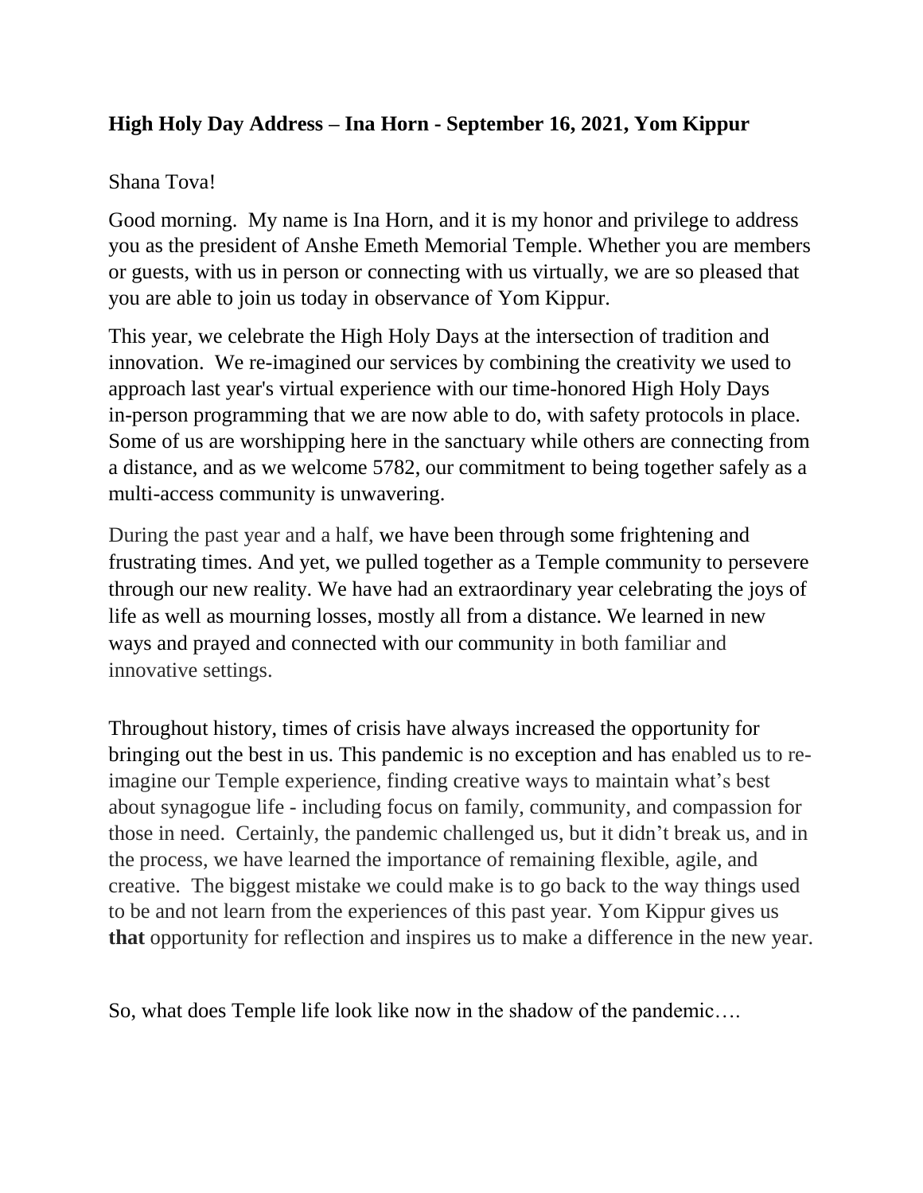**High Holy Day Address – Ina Horn - September 16, 2021, Yom Kippur**

Shana Tova!

Good morning. My name is Ina Horn, and it is my honor and privilege to address you as the president of Anshe Emeth Memorial Temple. Whether you are members or guests, with us in person or connecting with us virtually, we are so pleased that you are able to join us today in observance of Yom Kippur.

This year, we celebrate the High Holy Days at the intersection of tradition and innovation. We re-imagined our services by combining the creativity we used to approach last year's virtual experience with our time-honored High Holy Days in-person programming that we are now able to do, with safety protocols in place. Some of us are worshipping here in the sanctuary while others are connecting from a distance, and as we welcome 5782, our commitment to being together safely as a multi-access community is unwavering.

During the past year and a half, we have been through some frightening and frustrating times. And yet, we pulled together as a Temple community to persevere through our new reality. We have had an extraordinary year celebrating the joys of life as well as mourning losses, mostly all from a distance. We learned in new ways and prayed and connected with our community in both familiar and innovative settings.

Throughout history, times of crisis have always increased the opportunity for bringing out the best in us. This pandemic is no exception and has enabled us to re-imagine our Temple experience, finding creative ways to maintain what's best about synagogue life - including focus on family, community, and compassion for those in need. Certainly, the pandemic challenged us, but it didn't break us, and in the process, we have learned the importance of remaining flexible, agile, and creative. The biggest mistake we could make is to go back to the way things used to be and not learn from the experiences of this past year. Yom Kippur gives us **that** opportunity for reflection and inspires us to make a difference in the new year.

So, what does Temple life look like now in the shadow of the pandemic….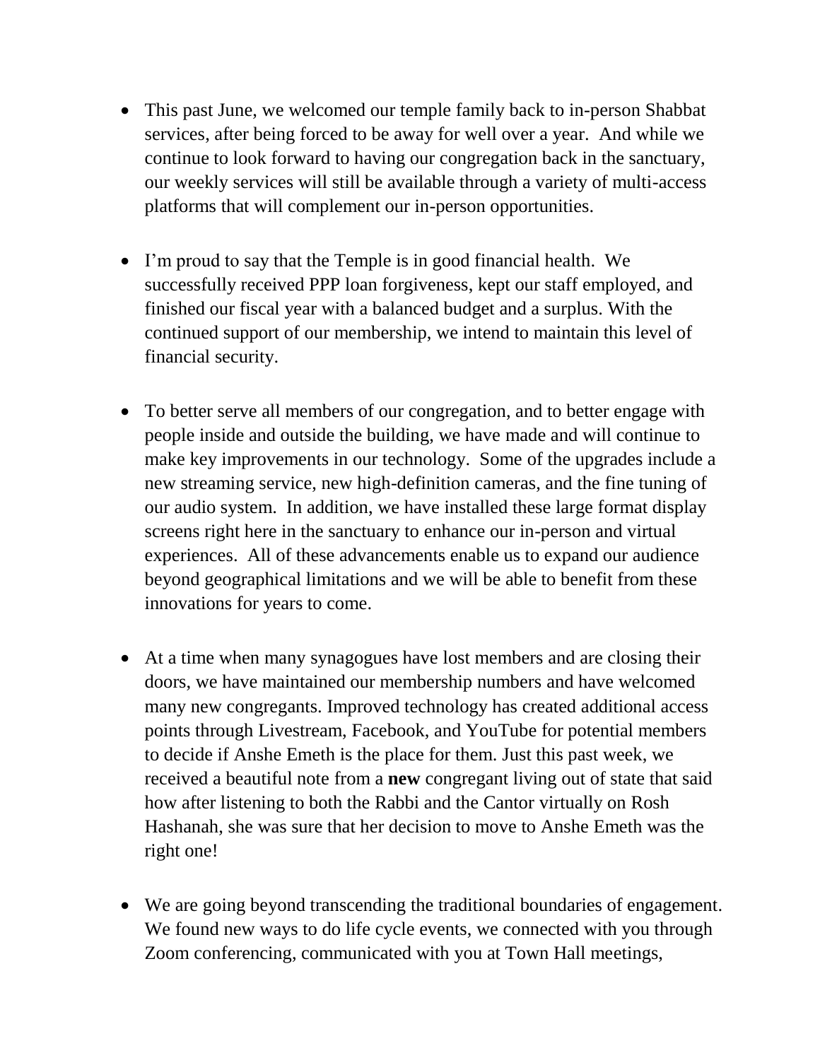- This past June, we welcomed our temple family back to in-person Shabbat services, after being forced to be away for well over a year. And while we continue to look forward to having our congregation back in the sanctuary, our weekly services will still be available through a variety of multi-access platforms that will complement our in-person opportunities.

- I'm proud to say that the Temple is in good financial health. We successfully received PPP loan forgiveness, kept our staff employed, and finished our fiscal year with a balanced budget and a surplus. With the continued support of our membership, we intend to maintain this level of financial security.

- To better serve all members of our congregation, and to better engage with people inside and outside the building, we have made and will continue to make key improvements in our technology. Some of the upgrades include a new streaming service, new high-definition cameras, and the fine tuning of our audio system. In addition, we have installed these large format display screens right here in the sanctuary to enhance our in-person and virtual experiences. All of these advancements enable us to expand our audience beyond geographical limitations and we will be able to benefit from these innovations for years to come.

- At a time when many synagogues have lost members and are closing their doors, we have maintained our membership numbers and have welcomed many new congregants. Improved technology has created additional access points through Livestream, Facebook, and YouTube for potential members to decide if Anshe Emeth is the place for them. Just this past week, we received a beautiful note from a **new** congregant living out of state that said how after listening to both the Rabbi and the Cantor virtually on Rosh Hashanah, she was sure that her decision to move to Anshe Emeth was the right one!

- We are going beyond transcending the traditional boundaries of engagement. We found new ways to do life cycle events, we connected with you through Zoom conferencing, communicated with you at Town Hall meetings,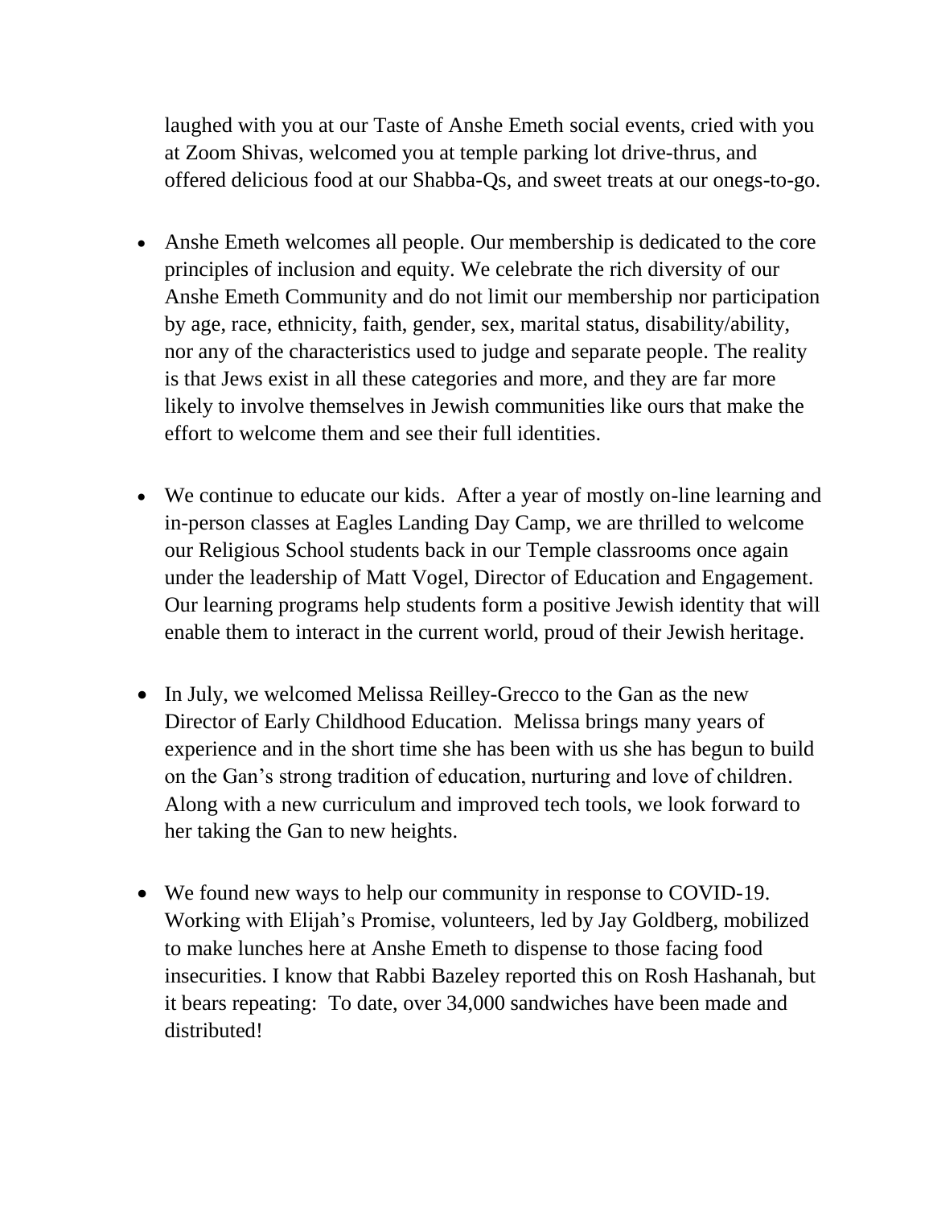laughed with you at our Taste of Anshe Emeth social events, cried with you at Zoom Shivas, welcomed you at temple parking lot drive-thrus, and offered delicious food at our Shabba-Qs, and sweet treats at our onegs-to-go.

- Anshe Emeth welcomes all people. Our membership is dedicated to the core principles of inclusion and equity. We celebrate the rich diversity of our Anshe Emeth Community and do not limit our membership nor participation by age, race, ethnicity, faith, gender, sex, marital status, disability/ability, nor any of the characteristics used to judge and separate people. The reality is that Jews exist in all these categories and more, and they are far more likely to involve themselves in Jewish communities like ours that make the effort to welcome them and see their full identities.

- We continue to educate our kids. After a year of mostly on-line learning and in-person classes at Eagles Landing Day Camp, we are thrilled to welcome our Religious School students back in our Temple classrooms once again under the leadership of Matt Vogel, Director of Education and Engagement. Our learning programs help students form a positive Jewish identity that will enable them to interact in the current world, proud of their Jewish heritage.

- In July, we welcomed Melissa Reilley-Grecco to the Gan as the new Director of Early Childhood Education. Melissa brings many years of experience and in the short time she has been with us she has begun to build on the Gan's strong tradition of education, nurturing and love of children. Along with a new curriculum and improved tech tools, we look forward to her taking the Gan to new heights.

- We found new ways to help our community in response to COVID-19. Working with Elijah's Promise, volunteers, led by Jay Goldberg, mobilized to make lunches here at Anshe Emeth to dispense to those facing food insecurities. I know that Rabbi Bazeley reported this on Rosh Hashanah, but it bears repeating: To date, over 34,000 sandwiches have been made and distributed!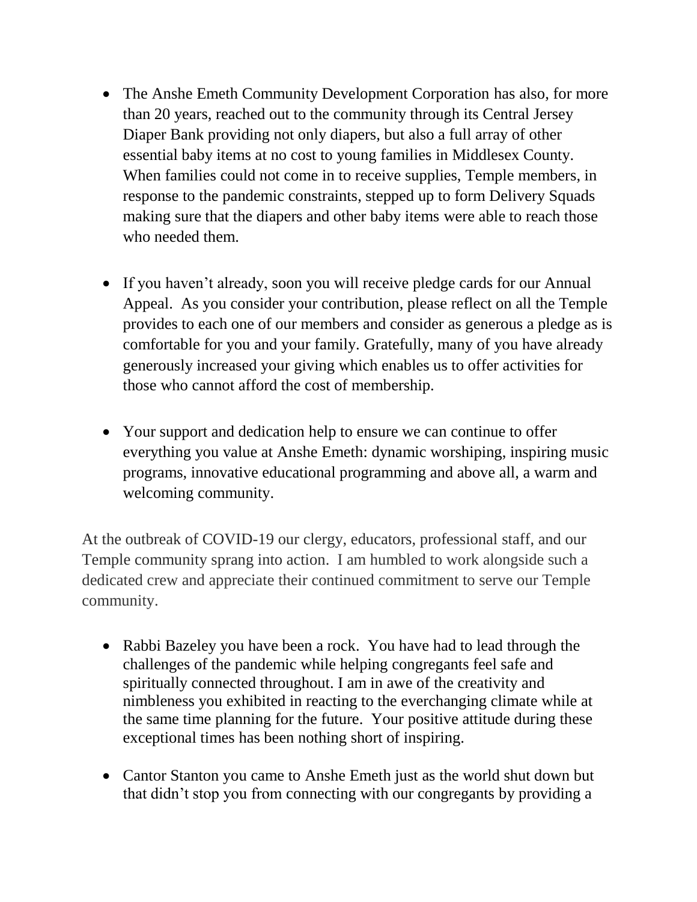- The Anshe Emeth Community Development Corporation has also, for more than 20 years, reached out to the community through its Central Jersey Diaper Bank providing not only diapers, but also a full array of other essential baby items at no cost to young families in Middlesex County. When families could not come in to receive supplies, Temple members, in response to the pandemic constraints, stepped up to form Delivery Squads making sure that the diapers and other baby items were able to reach those who needed them.

- If you haven't already, soon you will receive pledge cards for our Annual Appeal. As you consider your contribution, please reflect on all the Temple provides to each one of our members and consider as generous a pledge as is comfortable for you and your family. Gratefully, many of you have already generously increased your giving which enables us to offer activities for those who cannot afford the cost of membership.

- Your support and dedication help to ensure we can continue to offer everything you value at Anshe Emeth: dynamic worshiping, inspiring music programs, innovative educational programming and above all, a warm and welcoming community.

At the outbreak of COVID-19 our clergy, educators, professional staff, and our Temple community sprang into action. I am humbled to work alongside such a dedicated crew and appreciate their continued commitment to serve our Temple community.

- Rabbi Bazeley you have been a rock. You have had to lead through the challenges of the pandemic while helping congregants feel safe and spiritually connected throughout. I am in awe of the creativity and nimbleness you exhibited in reacting to the everchanging climate while at the same time planning for the future. Your positive attitude during these exceptional times has been nothing short of inspiring.

- Cantor Stanton you came to Anshe Emeth just as the world shut down but that didn't stop you from connecting with our congregants by providing a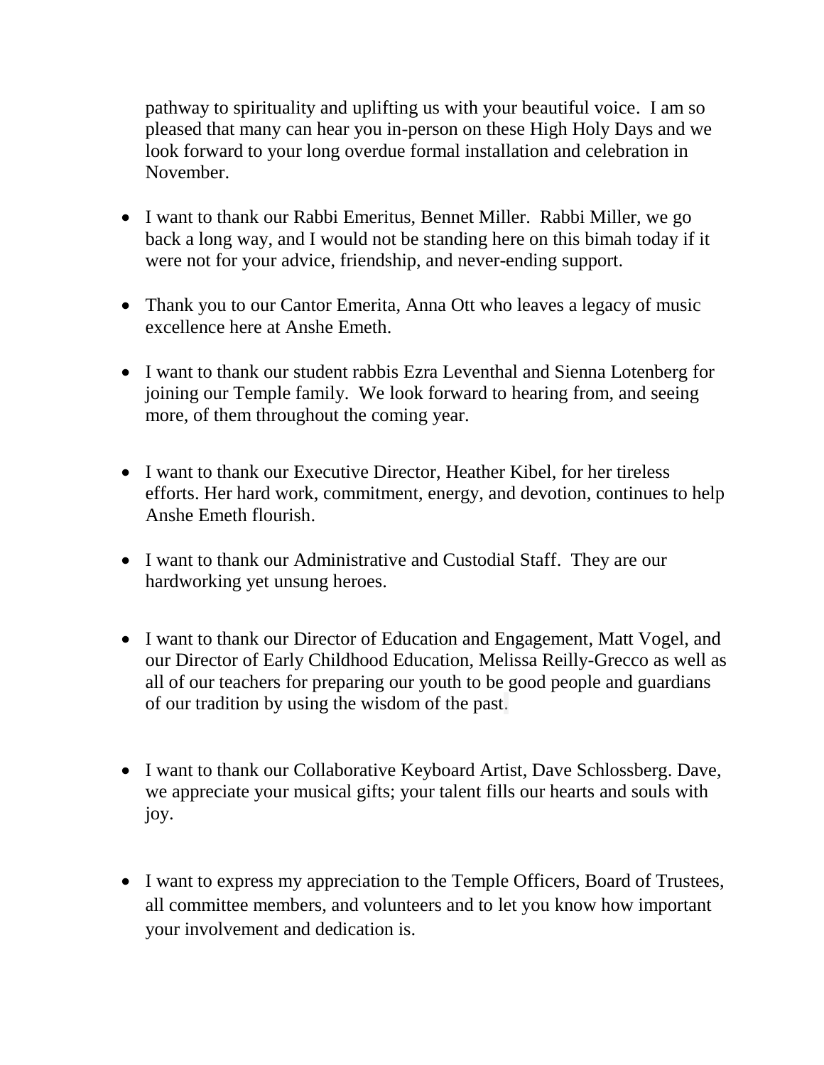pathway to spirituality and uplifting us with your beautiful voice. I am so pleased that many can hear you in-person on these High Holy Days and we look forward to your long overdue formal installation and celebration in November.

- I want to thank our Rabbi Emeritus, Bennet Miller. Rabbi Miller, we go back a long way, and I would not be standing here on this bimah today if it were not for your advice, friendship, and never-ending support.

- Thank you to our Cantor Emerita, Anna Ott who leaves a legacy of music excellence here at Anshe Emeth.

- I want to thank our student rabbis Ezra Leventhal and Sienna Lotenberg for joining our Temple family. We look forward to hearing from, and seeing more, of them throughout the coming year.

- I want to thank our Executive Director, Heather Kibel, for her tireless efforts. Her hard work, commitment, energy, and devotion, continues to help Anshe Emeth flourish.

- I want to thank our Administrative and Custodial Staff. They are our hardworking yet unsung heroes.

- I want to thank our Director of Education and Engagement, Matt Vogel, and our Director of Early Childhood Education, Melissa Reilly-Grecco as well as all of our teachers for preparing our youth to be good people and guardians of our tradition by using the wisdom of the past.

- I want to thank our Collaborative Keyboard Artist, Dave Schlossberg. Dave, we appreciate your musical gifts; your talent fills our hearts and souls with joy.

- I want to express my appreciation to the Temple Officers, Board of Trustees, all committee members, and volunteers and to let you know how important your involvement and dedication is.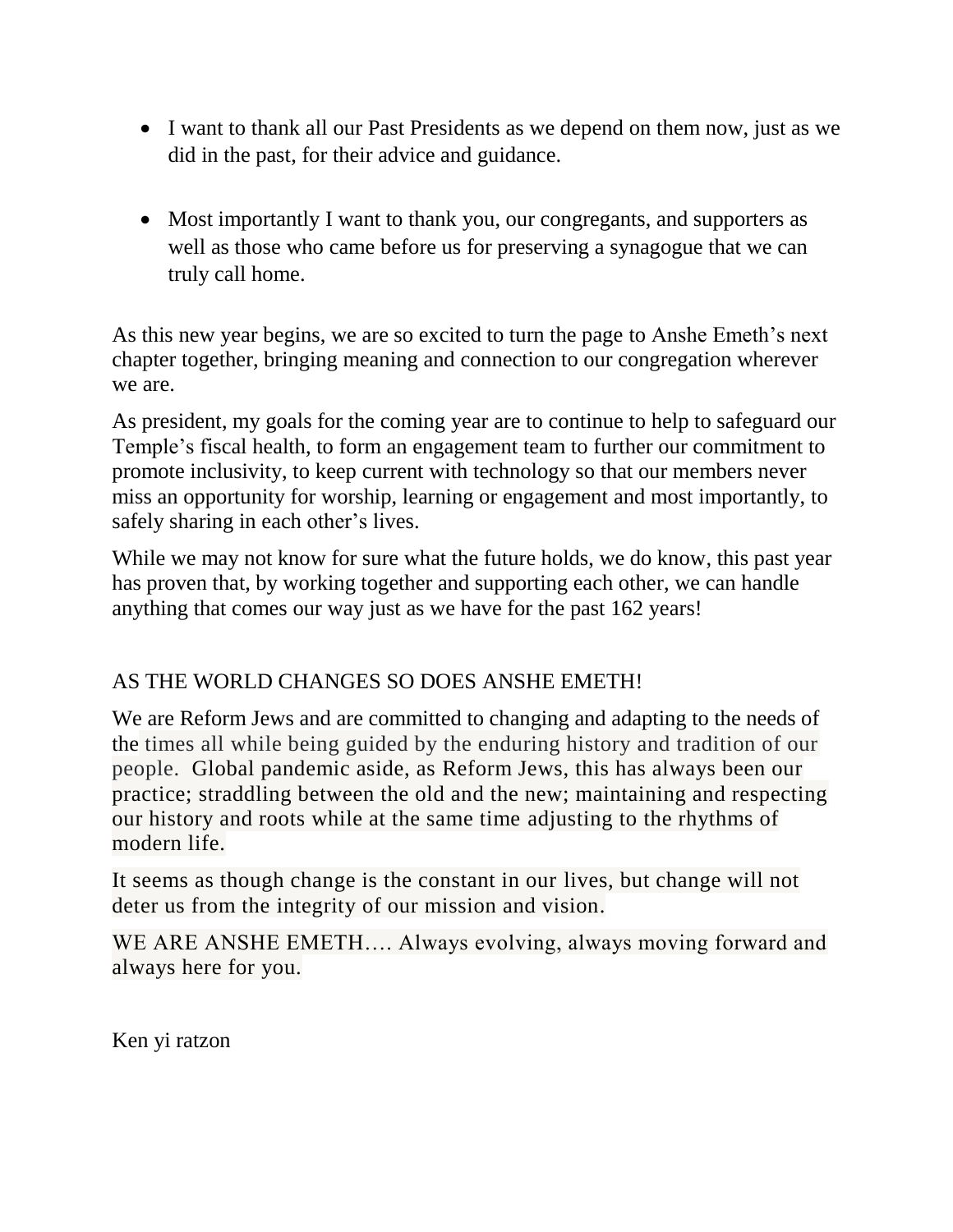- I want to thank all our Past Presidents as we depend on them now, just as we did in the past, for their advice and guidance.

- Most importantly I want to thank you, our congregants, and supporters as well as those who came before us for preserving a synagogue that we can truly call home.

As this new year begins, we are so excited to turn the page to Anshe Emeth's next chapter together, bringing meaning and connection to our congregation wherever we are.

As president, my goals for the coming year are to continue to help to safeguard our Temple's fiscal health, to form an engagement team to further our commitment to promote inclusivity, to keep current with technology so that our members never miss an opportunity for worship, learning or engagement and most importantly, to safely sharing in each other's lives.

While we may not know for sure what the future holds, we do know, this past year has proven that, by working together and supporting each other, we can handle anything that comes our way just as we have for the past 162 years!

AS THE WORLD CHANGES SO DOES ANSHE EMETH!

We are Reform Jews and are committed to changing and adapting to the needs of the times all while being guided by the enduring history and tradition of our people. Global pandemic aside, as Reform Jews, this has always been our practice; straddling between the old and the new; maintaining and respecting our history and roots while at the same time adjusting to the rhythms of modern life.

It seems as though change is the constant in our lives, but change will not deter us from the integrity of our mission and vision.

WE ARE ANSHE EMETH…. Always evolving, always moving forward and always here for you.

Ken yi ratzon